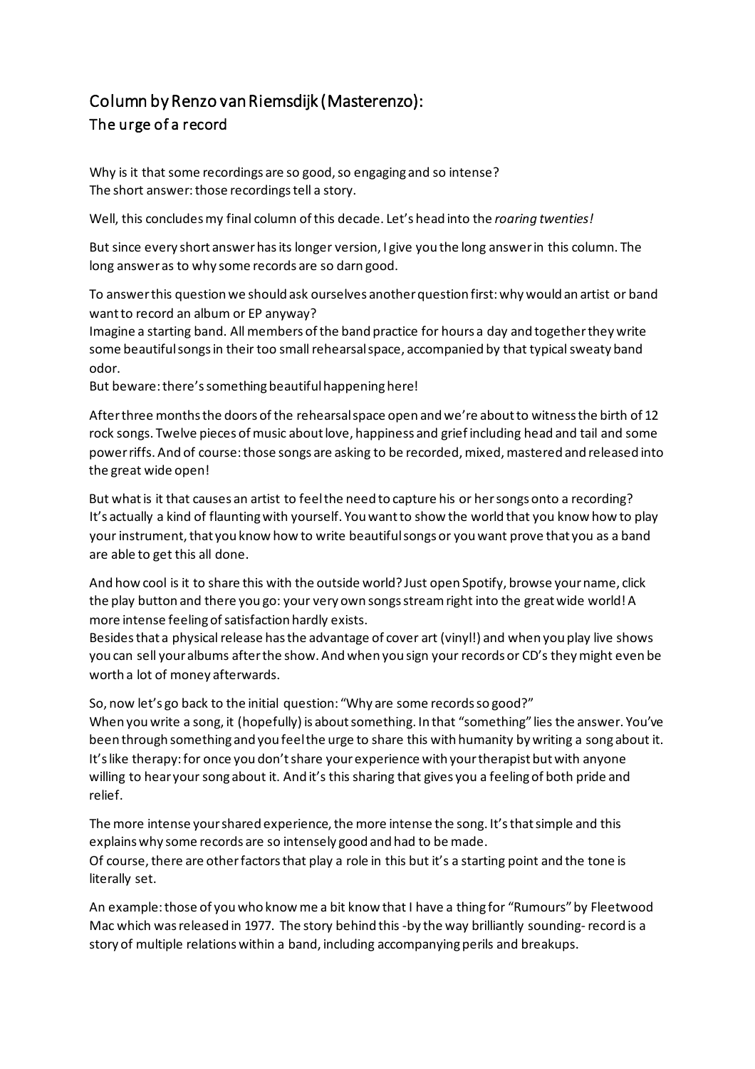## Column by Renzo van Riemsdijk (Masterenzo):
### The urge of a record

Why is it that some recordings are so good, so engaging and so intense?
The short answer: those recordings tell a story.

Well, this concludes my final column of this decade. Let's head into the *roaring twenties!*

But since every short answer has its longer version, I give you the long answer in this column. The long answer as to why some records are so darn good.

To answer this question we should ask ourselves another question first: why would an artist or band want to record an album or EP anyway?
Imagine a starting band. All members of the band practice for hours a day and together they write some beautiful songs in their too small rehearsal space, accompanied by that typical sweaty band odor.
But beware: there's something beautiful happening here!

After three months the doors of the rehearsal space open and we're about to witness the birth of 12 rock songs. Twelve pieces of music about love, happiness and grief including head and tail and some power riffs. And of course: those songs are asking to be recorded, mixed, mastered and released into the great wide open!

But what is it that causes an artist to feel the need to capture his or her songs onto a recording? It's actually a kind of flaunting with yourself. You want to show the world that you know how to play your instrument, that you know how to write beautiful songs or you want prove that you as a band are able to get this all done.

And how cool is it to share this with the outside world? Just open Spotify, browse your name, click the play button and there you go: your very own songs stream right into the great wide world! A more intense feeling of satisfaction hardly exists.
Besides that a physical release has the advantage of cover art (vinyl!) and when you play live shows you can sell your albums after the show. And when you sign your records or CD's they might even be worth a lot of money afterwards.

So, now let's go back to the initial question: "Why are some records so good?"
When you write a song, it (hopefully) is about something. In that "something" lies the answer. You've been through something and you feel the urge to share this with humanity by writing a song about it. It's like therapy: for once you don't share your experience with your therapist but with anyone willing to hear your song about it. And it's this sharing that gives you a feeling of both pride and relief.

The more intense your shared experience, the more intense the song. It's that simple and this explains why some records are so intensely good and had to be made.
Of course, there are other factors that play a role in this but it's a starting point and the tone is literally set.

An example: those of you who know me a bit know that I have a thing for "Rumours" by Fleetwood Mac which was released in 1977. The story behind this -by the way brilliantly sounding- record is a story of multiple relations within a band, including accompanying perils and breakups.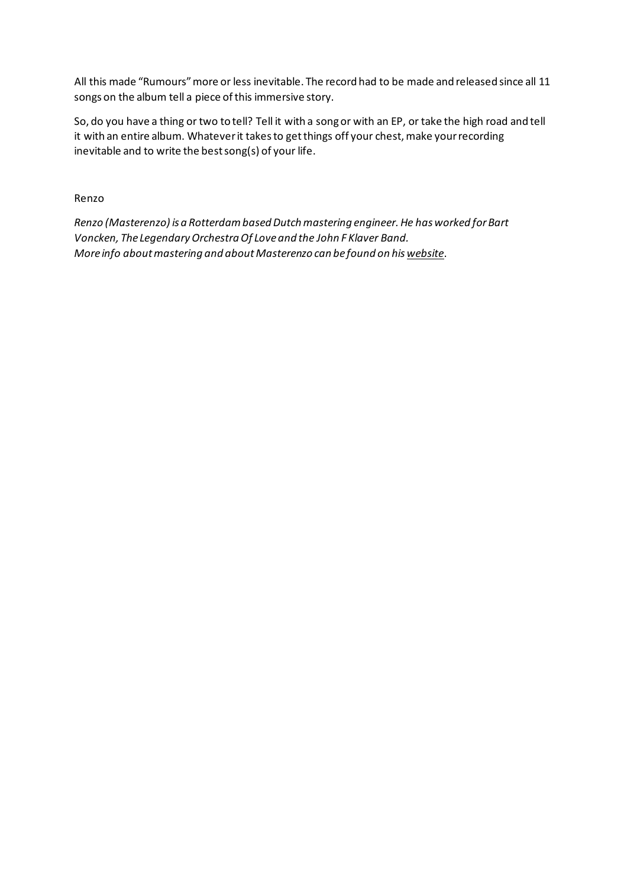All this made “Rumours” more or less inevitable. The record had to be made and released since all 11 songs on the album tell a piece of this immersive story.

So, do you have a thing or two to tell? Tell it with a song or with an EP, or take the high road and tell it with an entire album. Whatever it takes to get things off your chest, make your recording inevitable and to write the best song(s) of your life.

Renzo

*Renzo (Masterenzo) is a Rotterdam based Dutch mastering engineer. He has worked for Bart Voncken, The Legendary Orchestra Of Love and the John F Klaver Band.*
*More info about mastering and about Masterenzo can be found on his website.*